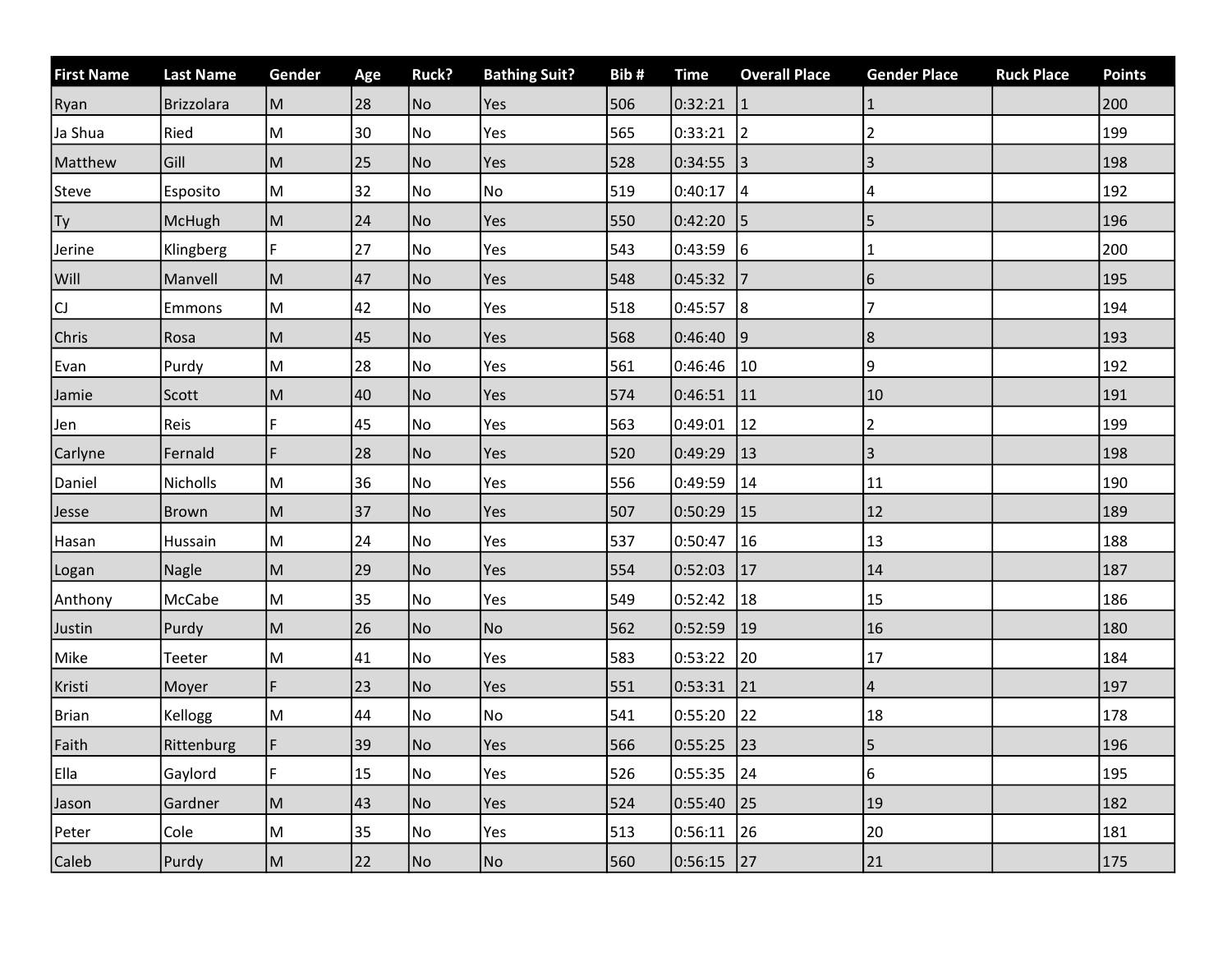| First Name | Last Name | Gender | Age | Ruck? | Bathing Suit? | Bib # | Time | Overall Place | Gender Place | Ruck Place | Points |
|---|---|---|---|---|---|---|---|---|---|---|---|
| Ryan | Brizzolara | M | 28 | No | Yes | 506 | 0:32:21 | 1 | 1 | | 200 |
| Ja Shua | Ried | M | 30 | No | Yes | 565 | 0:33:21 | 2 | 2 | | 199 |
| Matthew | Gill | M | 25 | No | Yes | 528 | 0:34:55 | 3 | 3 | | 198 |
| Steve | Esposito | M | 32 | No | No | 519 | 0:40:17 | 4 | 4 | | 192 |
| Ty | McHugh | M | 24 | No | Yes | 550 | 0:42:20 | 5 | 5 | | 196 |
| Jerine | Klingberg | F | 27 | No | Yes | 543 | 0:43:59 | 6 | 1 | | 200 |
| Will | Manvell | M | 47 | No | Yes | 548 | 0:45:32 | 7 | 6 | | 195 |
| CJ | Emmons | M | 42 | No | Yes | 518 | 0:45:57 | 8 | 7 | | 194 |
| Chris | Rosa | M | 45 | No | Yes | 568 | 0:46:40 | 9 | 8 | | 193 |
| Evan | Purdy | M | 28 | No | Yes | 561 | 0:46:46 | 10 | 9 | | 192 |
| Jamie | Scott | M | 40 | No | Yes | 574 | 0:46:51 | 11 | 10 | | 191 |
| Jen | Reis | F | 45 | No | Yes | 563 | 0:49:01 | 12 | 2 | | 199 |
| Carlyne | Fernald | F | 28 | No | Yes | 520 | 0:49:29 | 13 | 3 | | 198 |
| Daniel | Nicholls | M | 36 | No | Yes | 556 | 0:49:59 | 14 | 11 | | 190 |
| Jesse | Brown | M | 37 | No | Yes | 507 | 0:50:29 | 15 | 12 | | 189 |
| Hasan | Hussain | M | 24 | No | Yes | 537 | 0:50:47 | 16 | 13 | | 188 |
| Logan | Nagle | M | 29 | No | Yes | 554 | 0:52:03 | 17 | 14 | | 187 |
| Anthony | McCabe | M | 35 | No | Yes | 549 | 0:52:42 | 18 | 15 | | 186 |
| Justin | Purdy | M | 26 | No | No | 562 | 0:52:59 | 19 | 16 | | 180 |
| Mike | Teeter | M | 41 | No | Yes | 583 | 0:53:22 | 20 | 17 | | 184 |
| Kristi | Moyer | F | 23 | No | Yes | 551 | 0:53:31 | 21 | 4 | | 197 |
| Brian | Kellogg | M | 44 | No | No | 541 | 0:55:20 | 22 | 18 | | 178 |
| Faith | Rittenburg | F | 39 | No | Yes | 566 | 0:55:25 | 23 | 5 | | 196 |
| Ella | Gaylord | F | 15 | No | Yes | 526 | 0:55:35 | 24 | 6 | | 195 |
| Jason | Gardner | M | 43 | No | Yes | 524 | 0:55:40 | 25 | 19 | | 182 |
| Peter | Cole | M | 35 | No | Yes | 513 | 0:56:11 | 26 | 20 | | 181 |
| Caleb | Purdy | M | 22 | No | No | 560 | 0:56:15 | 27 | 21 | | 175 |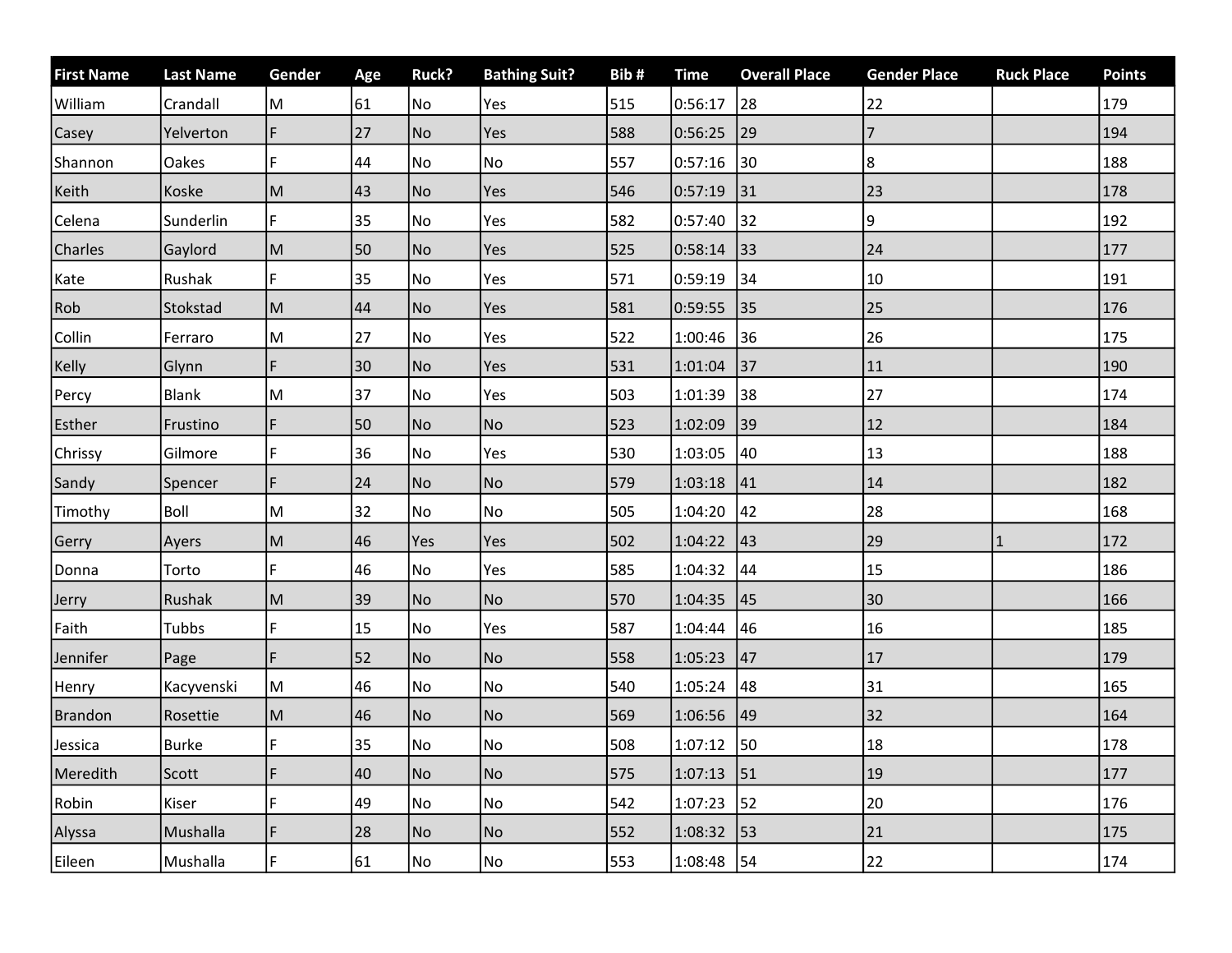| First Name | Last Name | Gender | Age | Ruck? | Bathing Suit? | Bib # | Time | Overall Place | Gender Place | Ruck Place | Points |
|---|---|---|---|---|---|---|---|---|---|---|---|
| William | Crandall | M | 61 | No | Yes | 515 | 0:56:17 | 28 | 22 | | 179 |
| Casey | Yelverton | F | 27 | No | Yes | 588 | 0:56:25 | 29 | 7 | | 194 |
| Shannon | Oakes | F | 44 | No | No | 557 | 0:57:16 | 30 | 8 | | 188 |
| Keith | Koske | M | 43 | No | Yes | 546 | 0:57:19 | 31 | 23 | | 178 |
| Celena | Sunderlin | F | 35 | No | Yes | 582 | 0:57:40 | 32 | 9 | | 192 |
| Charles | Gaylord | M | 50 | No | Yes | 525 | 0:58:14 | 33 | 24 | | 177 |
| Kate | Rushak | F | 35 | No | Yes | 571 | 0:59:19 | 34 | 10 | | 191 |
| Rob | Stokstad | M | 44 | No | Yes | 581 | 0:59:55 | 35 | 25 | | 176 |
| Collin | Ferraro | M | 27 | No | Yes | 522 | 1:00:46 | 36 | 26 | | 175 |
| Kelly | Glynn | F | 30 | No | Yes | 531 | 1:01:04 | 37 | 11 | | 190 |
| Percy | Blank | M | 37 | No | Yes | 503 | 1:01:39 | 38 | 27 | | 174 |
| Esther | Frustino | F | 50 | No | No | 523 | 1:02:09 | 39 | 12 | | 184 |
| Chrissy | Gilmore | F | 36 | No | Yes | 530 | 1:03:05 | 40 | 13 | | 188 |
| Sandy | Spencer | F | 24 | No | No | 579 | 1:03:18 | 41 | 14 | | 182 |
| Timothy | Boll | M | 32 | No | No | 505 | 1:04:20 | 42 | 28 | | 168 |
| Gerry | Ayers | M | 46 | Yes | Yes | 502 | 1:04:22 | 43 | 29 | 1 | 172 |
| Donna | Torto | F | 46 | No | Yes | 585 | 1:04:32 | 44 | 15 | | 186 |
| Jerry | Rushak | M | 39 | No | No | 570 | 1:04:35 | 45 | 30 | | 166 |
| Faith | Tubbs | F | 15 | No | Yes | 587 | 1:04:44 | 46 | 16 | | 185 |
| Jennifer | Page | F | 52 | No | No | 558 | 1:05:23 | 47 | 17 | | 179 |
| Henry | Kacyvenski | M | 46 | No | No | 540 | 1:05:24 | 48 | 31 | | 165 |
| Brandon | Rosettie | M | 46 | No | No | 569 | 1:06:56 | 49 | 32 | | 164 |
| Jessica | Burke | F | 35 | No | No | 508 | 1:07:12 | 50 | 18 | | 178 |
| Meredith | Scott | F | 40 | No | No | 575 | 1:07:13 | 51 | 19 | | 177 |
| Robin | Kiser | F | 49 | No | No | 542 | 1:07:23 | 52 | 20 | | 176 |
| Alyssa | Mushalla | F | 28 | No | No | 552 | 1:08:32 | 53 | 21 | | 175 |
| Eileen | Mushalla | F | 61 | No | No | 553 | 1:08:48 | 54 | 22 | | 174 |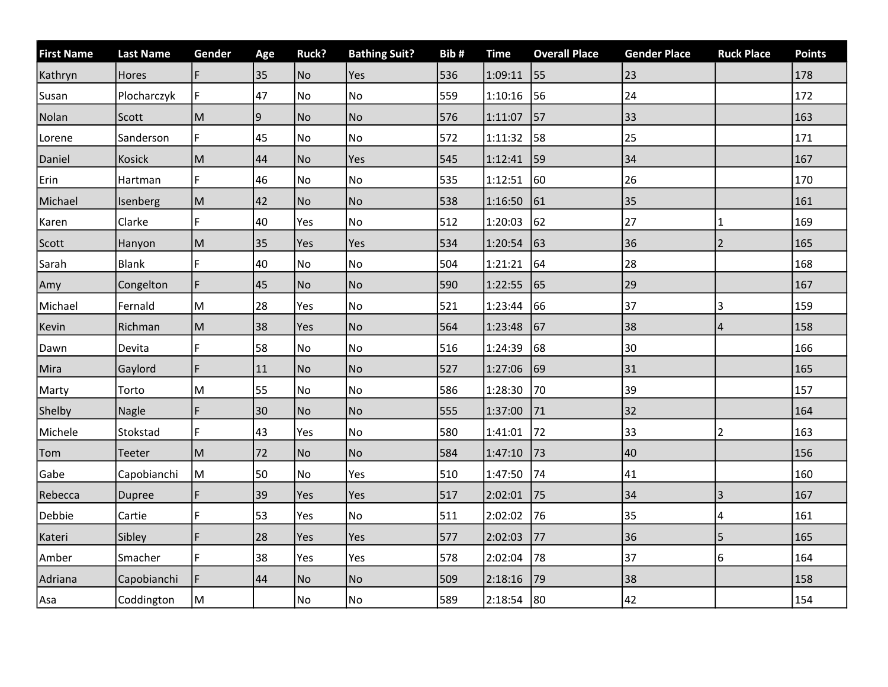| First Name | Last Name | Gender | Age | Ruck? | Bathing Suit? | Bib # | Time | Overall Place | Gender Place | Ruck Place | Points |
|---|---|---|---|---|---|---|---|---|---|---|---|
| Kathryn | Hores | F | 35 | No | Yes | 536 | 1:09:11 | 55 | 23 | | 178 |
| Susan | Plocharczyk | F | 47 | No | No | 559 | 1:10:16 | 56 | 24 | | 172 |
| Nolan | Scott | M | 9 | No | No | 576 | 1:11:07 | 57 | 33 | | 163 |
| Lorene | Sanderson | F | 45 | No | No | 572 | 1:11:32 | 58 | 25 | | 171 |
| Daniel | Kosick | M | 44 | No | Yes | 545 | 1:12:41 | 59 | 34 | | 167 |
| Erin | Hartman | F | 46 | No | No | 535 | 1:12:51 | 60 | 26 | | 170 |
| Michael | Isenberg | M | 42 | No | No | 538 | 1:16:50 | 61 | 35 | | 161 |
| Karen | Clarke | F | 40 | Yes | No | 512 | 1:20:03 | 62 | 27 | 1 | 169 |
| Scott | Hanyon | M | 35 | Yes | Yes | 534 | 1:20:54 | 63 | 36 | 2 | 165 |
| Sarah | Blank | F | 40 | No | No | 504 | 1:21:21 | 64 | 28 | | 168 |
| Amy | Congelton | F | 45 | No | No | 590 | 1:22:55 | 65 | 29 | | 167 |
| Michael | Fernald | M | 28 | Yes | No | 521 | 1:23:44 | 66 | 37 | 3 | 159 |
| Kevin | Richman | M | 38 | Yes | No | 564 | 1:23:48 | 67 | 38 | 4 | 158 |
| Dawn | Devita | F | 58 | No | No | 516 | 1:24:39 | 68 | 30 | | 166 |
| Mira | Gaylord | F | 11 | No | No | 527 | 1:27:06 | 69 | 31 | | 165 |
| Marty | Torto | M | 55 | No | No | 586 | 1:28:30 | 70 | 39 | | 157 |
| Shelby | Nagle | F | 30 | No | No | 555 | 1:37:00 | 71 | 32 | | 164 |
| Michele | Stokstad | F | 43 | Yes | No | 580 | 1:41:01 | 72 | 33 | 2 | 163 |
| Tom | Teeter | M | 72 | No | No | 584 | 1:47:10 | 73 | 40 | | 156 |
| Gabe | Capobianchi | M | 50 | No | Yes | 510 | 1:47:50 | 74 | 41 | | 160 |
| Rebecca | Dupree | F | 39 | Yes | Yes | 517 | 2:02:01 | 75 | 34 | 3 | 167 |
| Debbie | Cartie | F | 53 | Yes | No | 511 | 2:02:02 | 76 | 35 | 4 | 161 |
| Kateri | Sibley | F | 28 | Yes | Yes | 577 | 2:02:03 | 77 | 36 | 5 | 165 |
| Amber | Smacher | F | 38 | Yes | Yes | 578 | 2:02:04 | 78 | 37 | 6 | 164 |
| Adriana | Capobianchi | F | 44 | No | No | 509 | 2:18:16 | 79 | 38 | | 158 |
| Asa | Coddington | M | | No | No | 589 | 2:18:54 | 80 | 42 | | 154 |